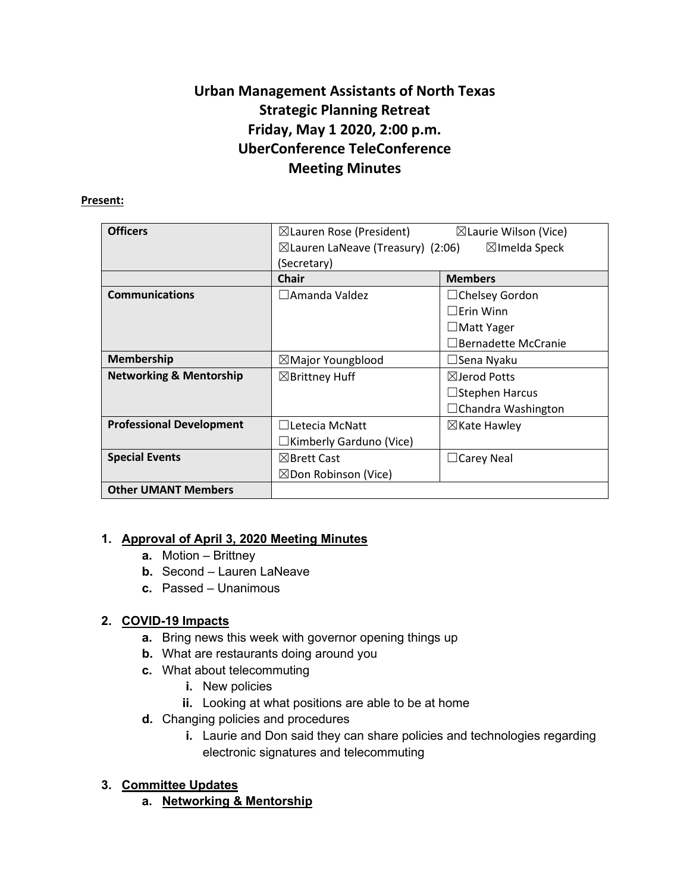# Urban Management Assistants of North Texas
## Strategic Planning Retreat
## Friday, May 1 2020, 2:00 p.m.
## UberConference TeleConference
## Meeting Minutes

**Present:**

| | | |
|---|---|---|
| **Officers** | ☒Lauren Rose (President) ☒Laurie Wilson (Vice) ☒Lauren LaNeave (Treasury) (2:06) ☒Imelda Speck (Secretary) | |
| | **Chair** | **Members** |
| **Communications** | ☐Amanda Valdez | ☐Chelsey Gordon<br>☐Erin Winn<br>☐Matt Yager<br>☐Bernadette McCranie |
| **Membership** | ☒Major Youngblood | ☐Sena Nyaku |
| **Networking & Mentorship** | ☒Brittney Huff | ☒Jerod Potts<br>☐Stephen Harcus<br>☐Chandra Washington |
| **Professional Development** | ☐Letecia McNatt<br>☐Kimberly Garduno (Vice) | ☒Kate Hawley |
| **Special Events** | ☒Brett Cast<br>☒Don Robinson (Vice) | ☐Carey Neal |
| **Other UMANT Members** | | |

1. **Approval of April 3, 2020 Meeting Minutes**
   a. Motion – Brittney
   b. Second – Lauren LaNeave
   c. Passed – Unanimous

2. **COVID-19 Impacts**
   a. Bring news this week with governor opening things up
   b. What are restaurants doing around you
   c. What about telecommuting
      i. New policies
      ii. Looking at what positions are able to be at home
   d. Changing policies and procedures
      i. Laurie and Don said they can share policies and technologies regarding electronic signatures and telecommuting

3. **Committee Updates**
   a. **Networking & Mentorship**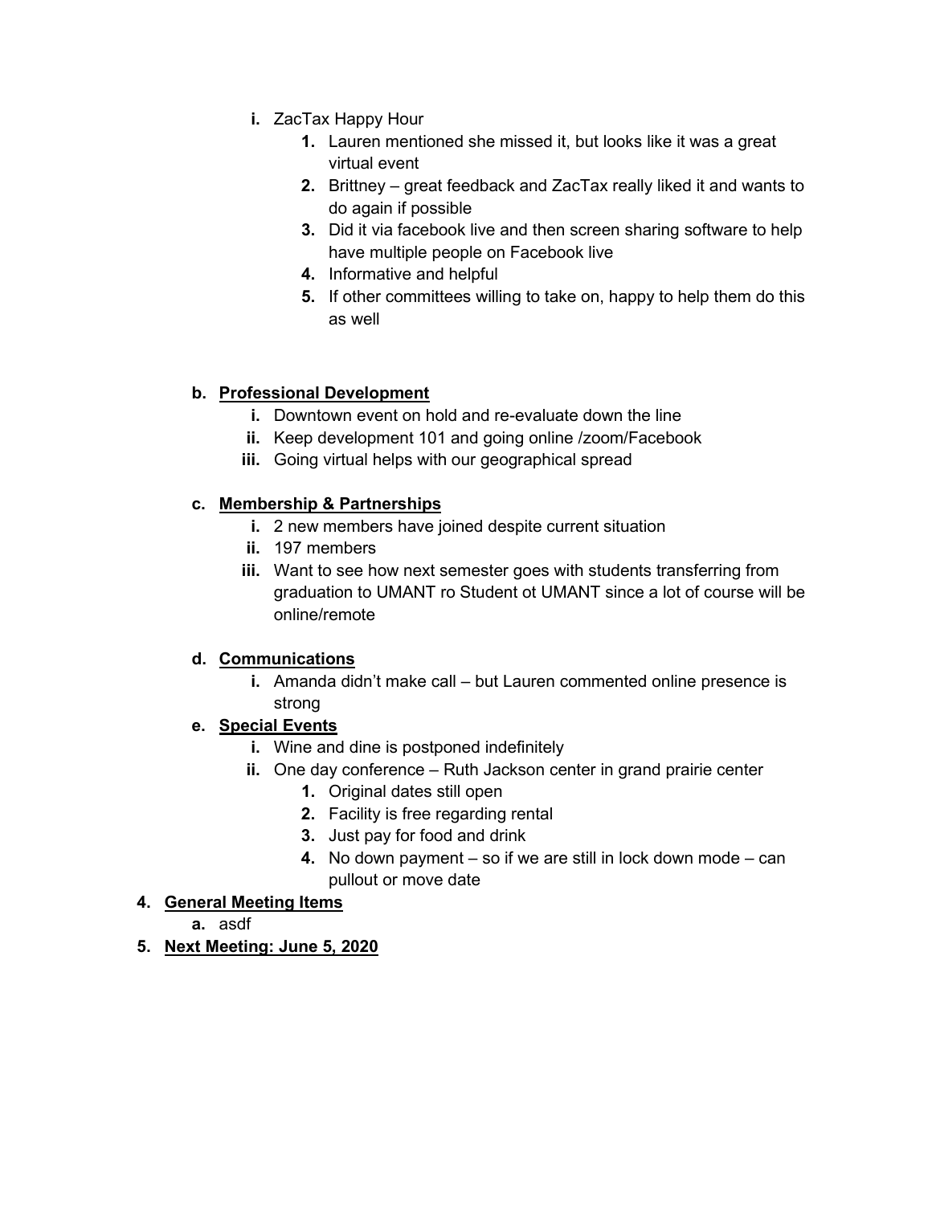- i. ZacTax Happy Hour
  1. Lauren mentioned she missed it, but looks like it was a great virtual event
  2. Brittney – great feedback and ZacTax really liked it and wants to do again if possible
  3. Did it via facebook live and then screen sharing software to help have multiple people on Facebook live
  4. Informative and helpful
  5. If other committees willing to take on, happy to help them do this as well

**b. Professional Development**

- i. Downtown event on hold and re-evaluate down the line
- ii. Keep development 101 and going online /zoom/Facebook
- iii. Going virtual helps with our geographical spread

**c. Membership & Partnerships**

- i. 2 new members have joined despite current situation
- ii. 197 members
- iii. Want to see how next semester goes with students transferring from graduation to UMANT ro Student ot UMANT since a lot of course will be online/remote

**d. Communications**

- i. Amanda didn't make call – but Lauren commented online presence is strong

**e. Special Events**

- i. Wine and dine is postponed indefinitely
- ii. One day conference – Ruth Jackson center in grand prairie center
  1. Original dates still open
  2. Facility is free regarding rental
  3. Just pay for food and drink
  4. No down payment – so if we are still in lock down mode – can pullout or move date

**4. General Meeting Items**

- a. asdf

**5. Next Meeting: June 5, 2020**